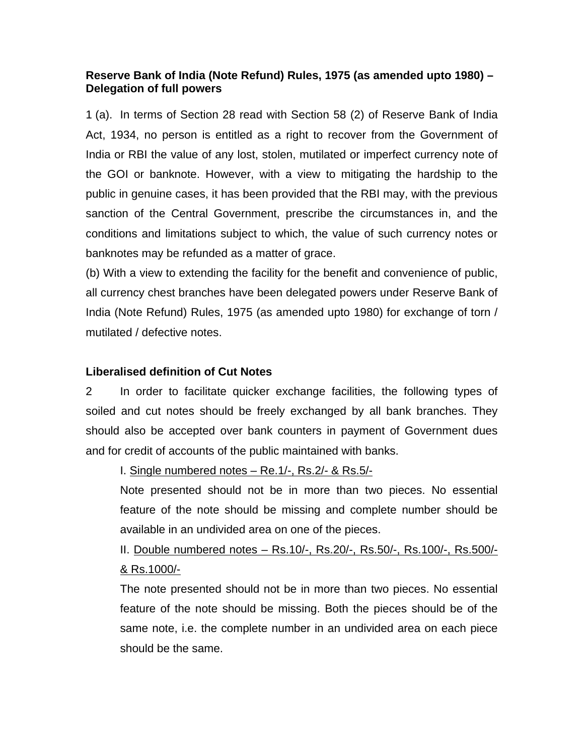**Reserve Bank of India (Note Refund) Rules, 1975 (as amended upto 1980) – Delegation of full powers**

1 (a). In terms of Section 28 read with Section 58 (2) of Reserve Bank of India Act, 1934, no person is entitled as a right to recover from the Government of India or RBI the value of any lost, stolen, mutilated or imperfect currency note of the GOI or banknote. However, with a view to mitigating the hardship to the public in genuine cases, it has been provided that the RBI may, with the previous sanction of the Central Government, prescribe the circumstances in, and the conditions and limitations subject to which, the value of such currency notes or banknotes may be refunded as a matter of grace.

(b) With a view to extending the facility for the benefit and convenience of public, all currency chest branches have been delegated powers under Reserve Bank of India (Note Refund) Rules, 1975 (as amended upto 1980) for exchange of torn / mutilated / defective notes.

**Liberalised definition of Cut Notes**

2 In order to facilitate quicker exchange facilities, the following types of soiled and cut notes should be freely exchanged by all bank branches. They should also be accepted over bank counters in payment of Government dues and for credit of accounts of the public maintained with banks.

I. Single numbered notes – Re.1/-, Rs.2/- & Rs.5/-

Note presented should not be in more than two pieces. No essential feature of the note should be missing and complete number should be available in an undivided area on one of the pieces.

II. Double numbered notes – Rs.10/-, Rs.20/-, Rs.50/-, Rs.100/-, Rs.500/- & Rs.1000/-

The note presented should not be in more than two pieces. No essential feature of the note should be missing. Both the pieces should be of the same note, i.e. the complete number in an undivided area on each piece should be the same.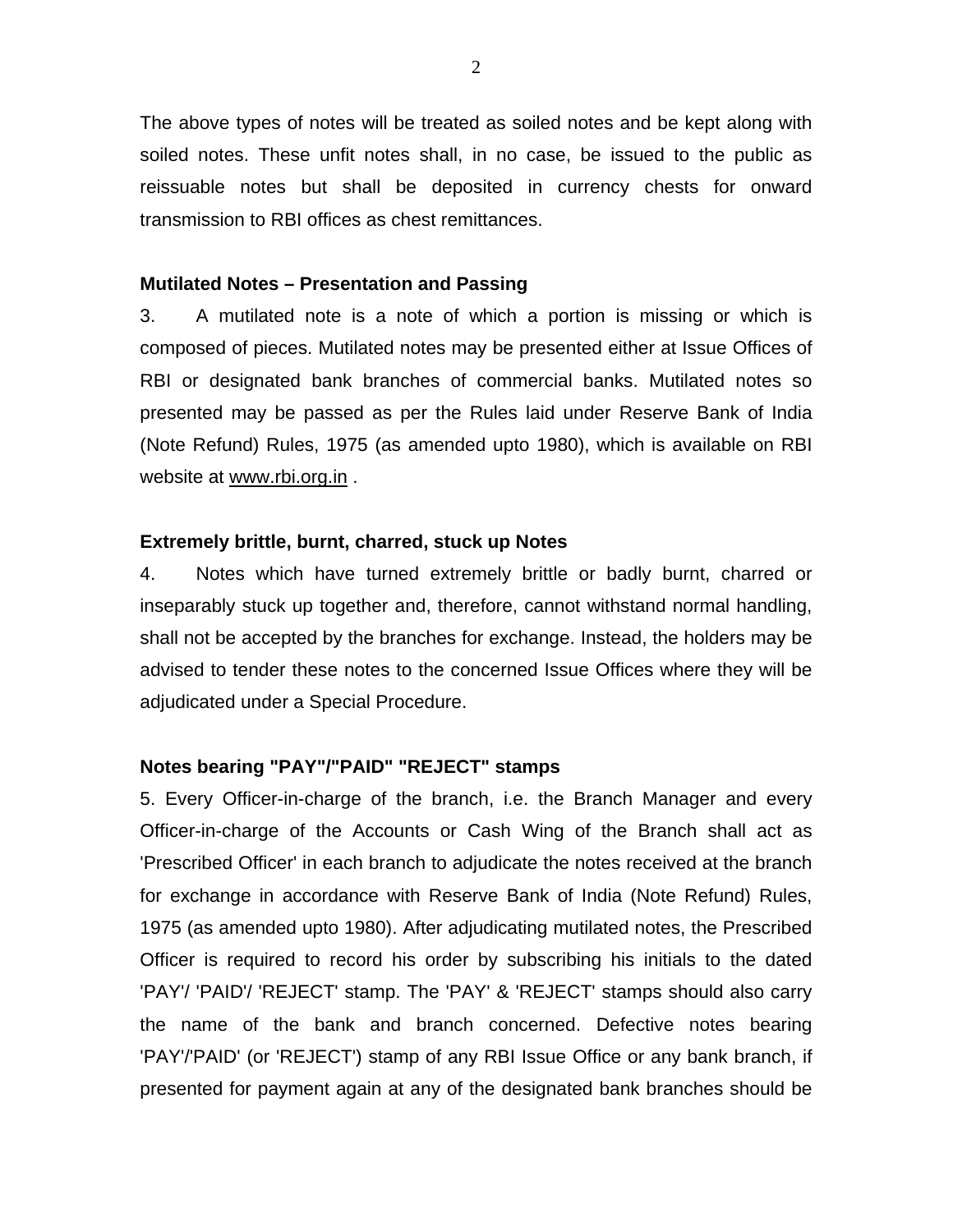The above types of notes will be treated as soiled notes and be kept along with soiled notes. These unfit notes shall, in no case, be issued to the public as reissuable notes but shall be deposited in currency chests for onward transmission to RBI offices as chest remittances.

**Mutilated Notes – Presentation and Passing**

3. A mutilated note is a note of which a portion is missing or which is composed of pieces. Mutilated notes may be presented either at Issue Offices of RBI or designated bank branches of commercial banks. Mutilated notes so presented may be passed as per the Rules laid under Reserve Bank of India (Note Refund) Rules, 1975 (as amended upto 1980), which is available on RBI website at www.rbi.org.in .

**Extremely brittle, burnt, charred, stuck up Notes**

4. Notes which have turned extremely brittle or badly burnt, charred or inseparably stuck up together and, therefore, cannot withstand normal handling, shall not be accepted by the branches for exchange. Instead, the holders may be advised to tender these notes to the concerned Issue Offices where they will be adjudicated under a Special Procedure.

**Notes bearing "PAY"/"PAID" "REJECT" stamps**

5. Every Officer-in-charge of the branch, i.e. the Branch Manager and every Officer-in-charge of the Accounts or Cash Wing of the Branch shall act as 'Prescribed Officer' in each branch to adjudicate the notes received at the branch for exchange in accordance with Reserve Bank of India (Note Refund) Rules, 1975 (as amended upto 1980). After adjudicating mutilated notes, the Prescribed Officer is required to record his order by subscribing his initials to the dated 'PAY'/ 'PAID'/ 'REJECT' stamp. The 'PAY' & 'REJECT' stamps should also carry the name of the bank and branch concerned. Defective notes bearing 'PAY'/'PAID' (or 'REJECT') stamp of any RBI Issue Office or any bank branch, if presented for payment again at any of the designated bank branches should be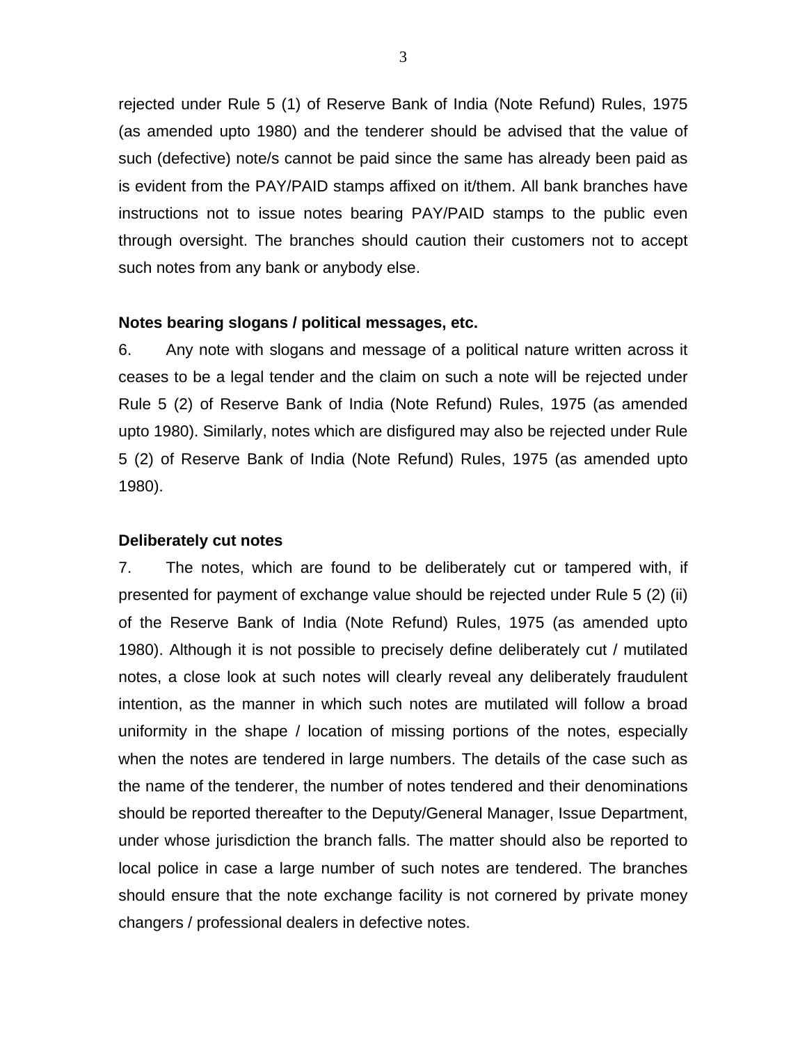rejected under Rule 5 (1) of Reserve Bank of India (Note Refund) Rules, 1975 (as amended upto 1980) and the tenderer should be advised that the value of such (defective) note/s cannot be paid since the same has already been paid as is evident from the PAY/PAID stamps affixed on it/them. All bank branches have instructions not to issue notes bearing PAY/PAID stamps to the public even through oversight. The branches should caution their customers not to accept such notes from any bank or anybody else.

**Notes bearing slogans / political messages, etc.**

6. Any note with slogans and message of a political nature written across it ceases to be a legal tender and the claim on such a note will be rejected under Rule 5 (2) of Reserve Bank of India (Note Refund) Rules, 1975 (as amended upto 1980). Similarly, notes which are disfigured may also be rejected under Rule 5 (2) of Reserve Bank of India (Note Refund) Rules, 1975 (as amended upto 1980).

**Deliberately cut notes**

7. The notes, which are found to be deliberately cut or tampered with, if presented for payment of exchange value should be rejected under Rule 5 (2) (ii) of the Reserve Bank of India (Note Refund) Rules, 1975 (as amended upto 1980). Although it is not possible to precisely define deliberately cut / mutilated notes, a close look at such notes will clearly reveal any deliberately fraudulent intention, as the manner in which such notes are mutilated will follow a broad uniformity in the shape / location of missing portions of the notes, especially when the notes are tendered in large numbers. The details of the case such as the name of the tenderer, the number of notes tendered and their denominations should be reported thereafter to the Deputy/General Manager, Issue Department, under whose jurisdiction the branch falls. The matter should also be reported to local police in case a large number of such notes are tendered. The branches should ensure that the note exchange facility is not cornered by private money changers / professional dealers in defective notes.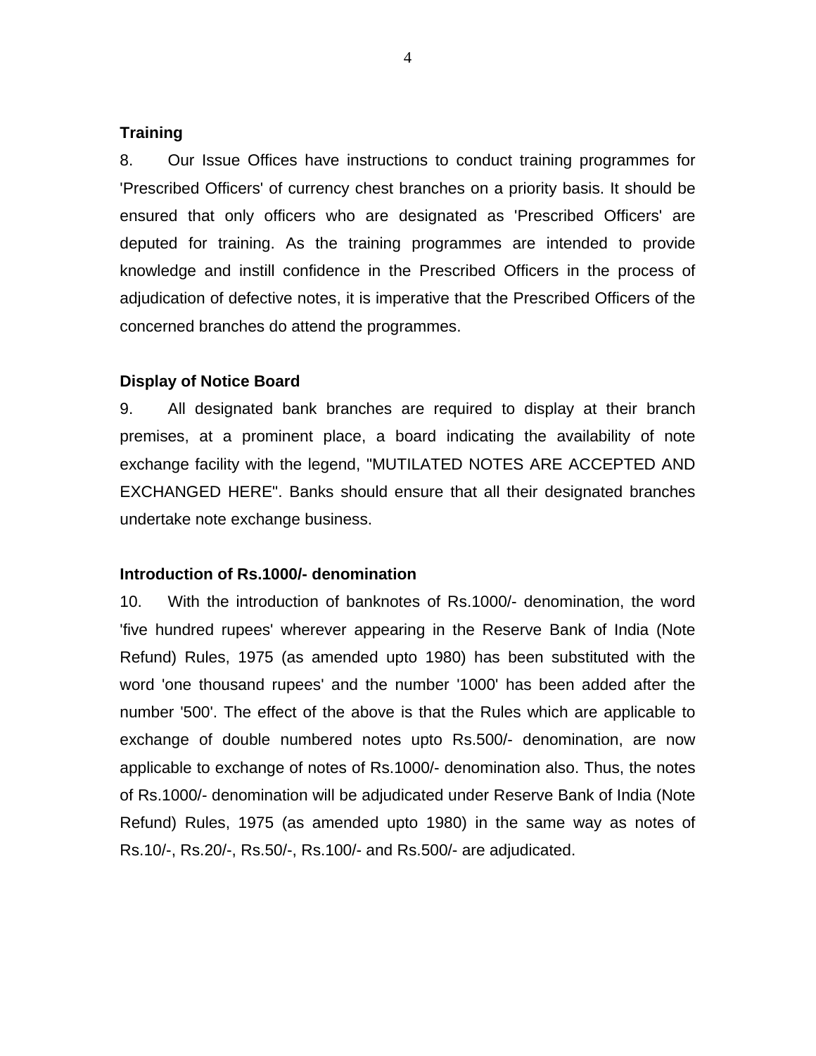**Training**

8. Our Issue Offices have instructions to conduct training programmes for 'Prescribed Officers' of currency chest branches on a priority basis. It should be ensured that only officers who are designated as 'Prescribed Officers' are deputed for training. As the training programmes are intended to provide knowledge and instill confidence in the Prescribed Officers in the process of adjudication of defective notes, it is imperative that the Prescribed Officers of the concerned branches do attend the programmes.

**Display of Notice Board**

9. All designated bank branches are required to display at their branch premises, at a prominent place, a board indicating the availability of note exchange facility with the legend, "MUTILATED NOTES ARE ACCEPTED AND EXCHANGED HERE". Banks should ensure that all their designated branches undertake note exchange business.

**Introduction of Rs.1000/- denomination**

10. With the introduction of banknotes of Rs.1000/- denomination, the word 'five hundred rupees' wherever appearing in the Reserve Bank of India (Note Refund) Rules, 1975 (as amended upto 1980) has been substituted with the word 'one thousand rupees' and the number '1000' has been added after the number '500'. The effect of the above is that the Rules which are applicable to exchange of double numbered notes upto Rs.500/- denomination, are now applicable to exchange of notes of Rs.1000/- denomination also. Thus, the notes of Rs.1000/- denomination will be adjudicated under Reserve Bank of India (Note Refund) Rules, 1975 (as amended upto 1980) in the same way as notes of Rs.10/-, Rs.20/-, Rs.50/-, Rs.100/- and Rs.500/- are adjudicated.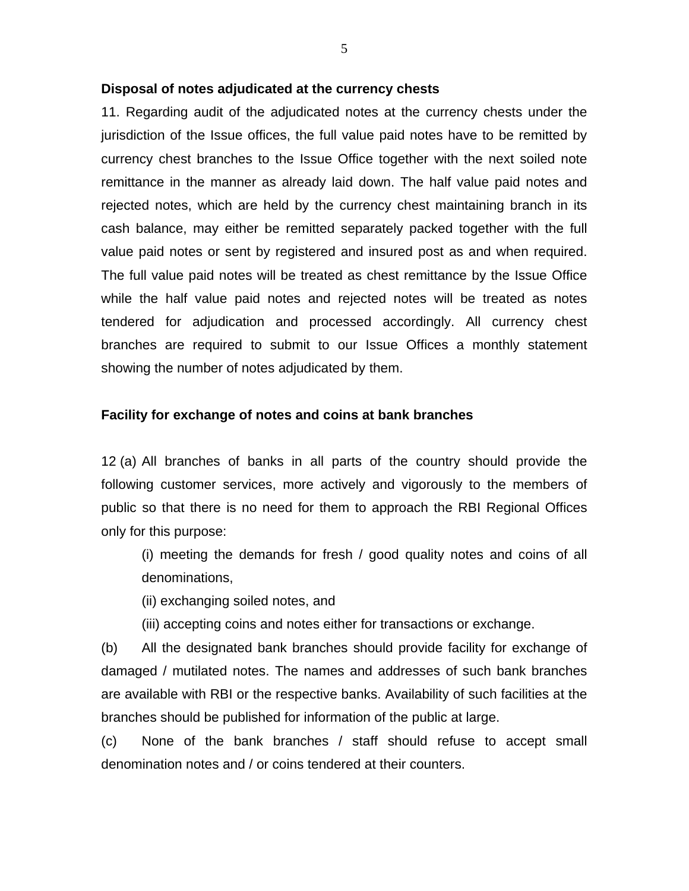**Disposal of notes adjudicated at the currency chests**

11. Regarding audit of the adjudicated notes at the currency chests under the jurisdiction of the Issue offices, the full value paid notes have to be remitted by currency chest branches to the Issue Office together with the next soiled note remittance in the manner as already laid down. The half value paid notes and rejected notes, which are held by the currency chest maintaining branch in its cash balance, may either be remitted separately packed together with the full value paid notes or sent by registered and insured post as and when required. The full value paid notes will be treated as chest remittance by the Issue Office while the half value paid notes and rejected notes will be treated as notes tendered for adjudication and processed accordingly. All currency chest branches are required to submit to our Issue Offices a monthly statement showing the number of notes adjudicated by them.

**Facility for exchange of notes and coins at bank branches**

12 (a) All branches of banks in all parts of the country should provide the following customer services, more actively and vigorously to the members of public so that there is no need for them to approach the RBI Regional Offices only for this purpose:

(i) meeting the demands for fresh / good quality notes and coins of all denominations,

(ii) exchanging soiled notes, and

(iii) accepting coins and notes either for transactions or exchange.

(b) All the designated bank branches should provide facility for exchange of damaged / mutilated notes. The names and addresses of such bank branches are available with RBI or the respective banks. Availability of such facilities at the branches should be published for information of the public at large.

(c) None of the bank branches / staff should refuse to accept small denomination notes and / or coins tendered at their counters.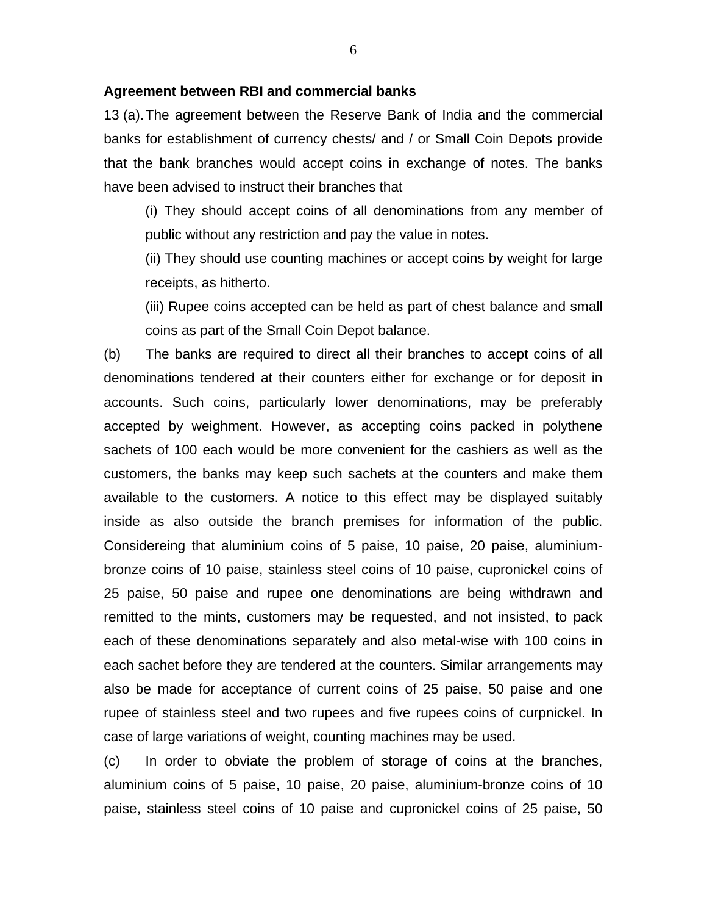**Agreement between RBI and commercial banks**

13 (a). The agreement between the Reserve Bank of India and the commercial banks for establishment of currency chests/ and / or Small Coin Depots provide that the bank branches would accept coins in exchange of notes. The banks have been advised to instruct their branches that

(i) They should accept coins of all denominations from any member of public without any restriction and pay the value in notes.

(ii) They should use counting machines or accept coins by weight for large receipts, as hitherto.

(iii) Rupee coins accepted can be held as part of chest balance and small coins as part of the Small Coin Depot balance.

(b) The banks are required to direct all their branches to accept coins of all denominations tendered at their counters either for exchange or for deposit in accounts. Such coins, particularly lower denominations, may be preferably accepted by weighment. However, as accepting coins packed in polythene sachets of 100 each would be more convenient for the cashiers as well as the customers, the banks may keep such sachets at the counters and make them available to the customers. A notice to this effect may be displayed suitably inside as also outside the branch premises for information of the public. Considereing that aluminium coins of 5 paise, 10 paise, 20 paise, aluminium-bronze coins of 10 paise, stainless steel coins of 10 paise, cupronickel coins of 25 paise, 50 paise and rupee one denominations are being withdrawn and remitted to the mints, customers may be requested, and not insisted, to pack each of these denominations separately and also metal-wise with 100 coins in each sachet before they are tendered at the counters. Similar arrangements may also be made for acceptance of current coins of 25 paise, 50 paise and one rupee of stainless steel and two rupees and five rupees coins of curpnickel. In case of large variations of weight, counting machines may be used.

(c) In order to obviate the problem of storage of coins at the branches, aluminium coins of 5 paise, 10 paise, 20 paise, aluminium-bronze coins of 10 paise, stainless steel coins of 10 paise and cupronickel coins of 25 paise, 50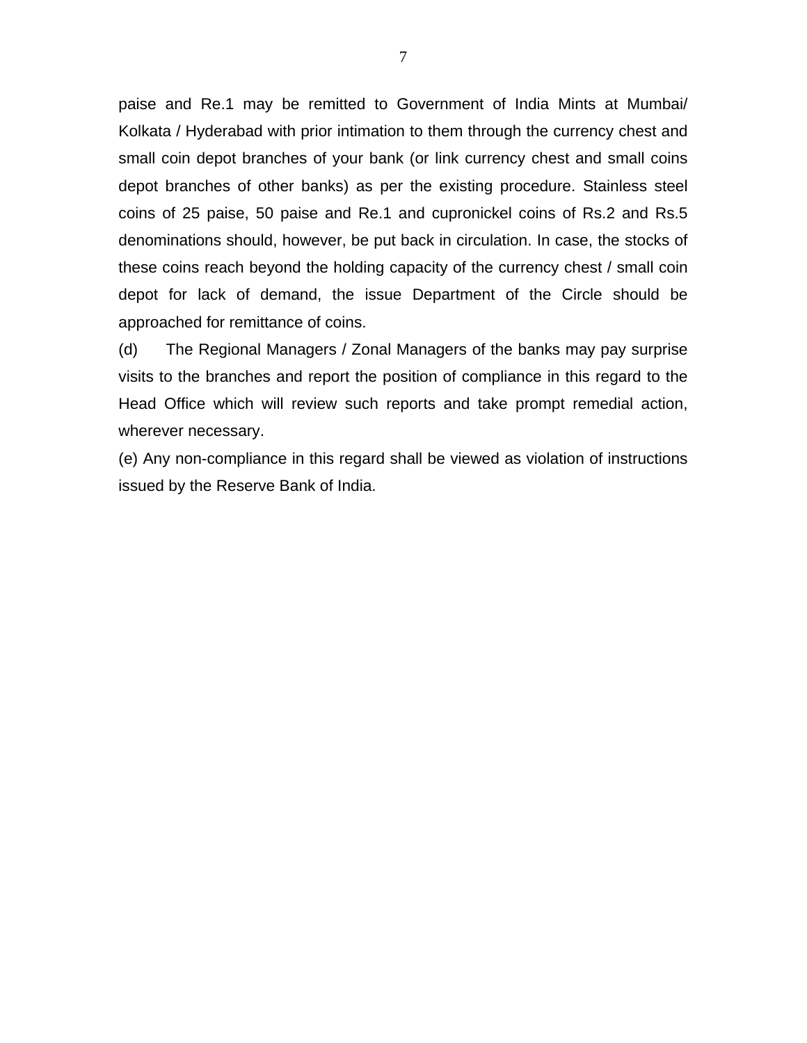paise and Re.1 may be remitted to Government of India Mints at Mumbai/ Kolkata / Hyderabad with prior intimation to them through the currency chest and small coin depot branches of your bank (or link currency chest and small coins depot branches of other banks) as per the existing procedure. Stainless steel coins of 25 paise, 50 paise and Re.1 and cupronickel coins of Rs.2 and Rs.5 denominations should, however, be put back in circulation. In case, the stocks of these coins reach beyond the holding capacity of the currency chest / small coin depot for lack of demand, the issue Department of the Circle should be approached for remittance of coins.

(d) The Regional Managers / Zonal Managers of the banks may pay surprise visits to the branches and report the position of compliance in this regard to the Head Office which will review such reports and take prompt remedial action, wherever necessary.

(e) Any non-compliance in this regard shall be viewed as violation of instructions issued by the Reserve Bank of India.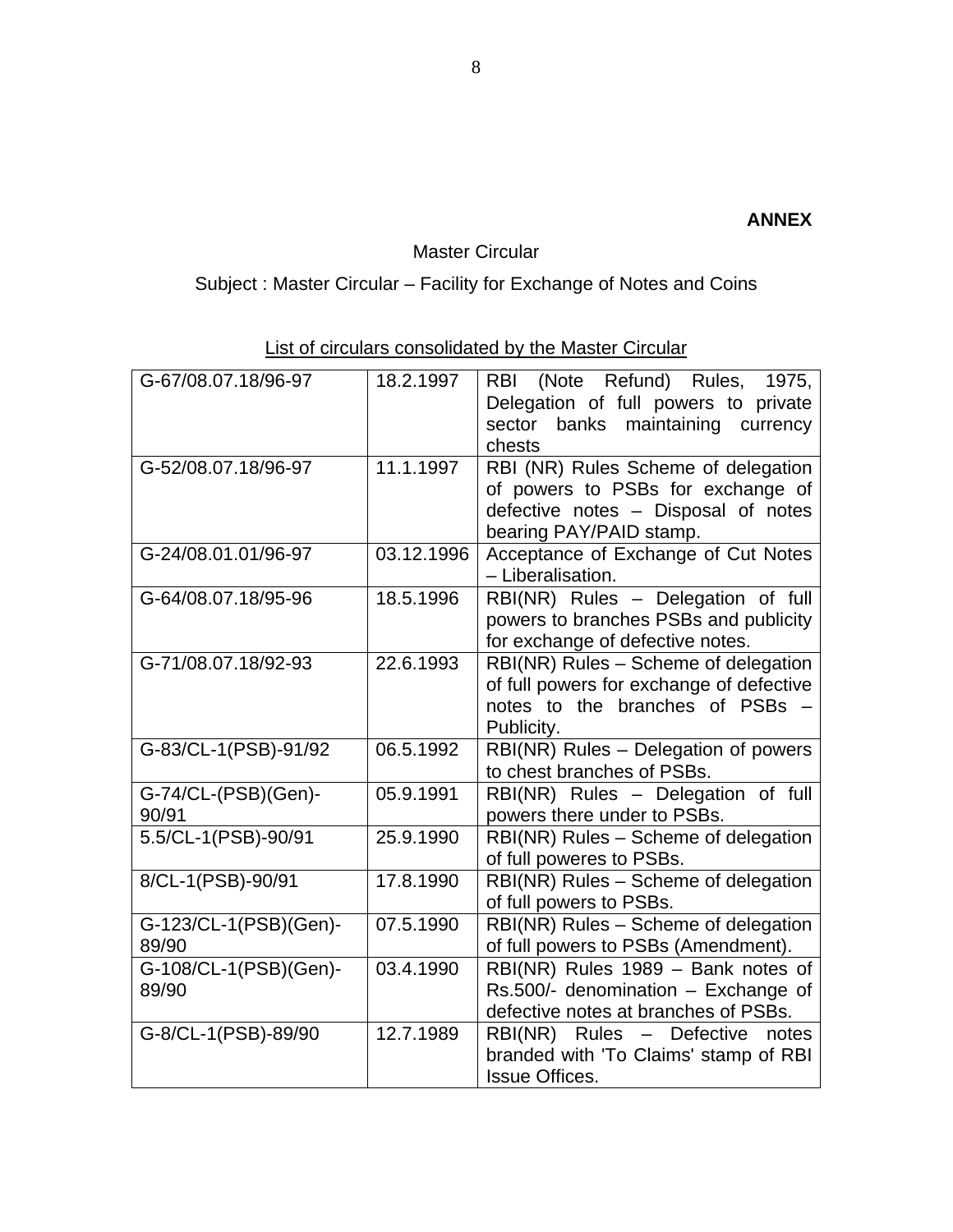**ANNEX**

Master Circular

Subject : Master Circular – Facility for Exchange of Notes and Coins

List of circulars consolidated by the Master Circular

| | | |
|---|---|---|
| G-67/08.07.18/96-97 | 18.2.1997 | RBI (Note Refund) Rules, 1975, Delegation of full powers to private sector banks maintaining currency chests |
| G-52/08.07.18/96-97 | 11.1.1997 | RBI (NR) Rules Scheme of delegation of powers to PSBs for exchange of defective notes – Disposal of notes bearing PAY/PAID stamp. |
| G-24/08.01.01/96-97 | 03.12.1996 | Acceptance of Exchange of Cut Notes – Liberalisation. |
| G-64/08.07.18/95-96 | 18.5.1996 | RBI(NR) Rules – Delegation of full powers to branches PSBs and publicity for exchange of defective notes. |
| G-71/08.07.18/92-93 | 22.6.1993 | RBI(NR) Rules – Scheme of delegation of full powers for exchange of defective notes to the branches of PSBs – Publicity. |
| G-83/CL-1(PSB)-91/92 | 06.5.1992 | RBI(NR) Rules – Delegation of powers to chest branches of PSBs. |
| G-74/CL-(PSB)(Gen)-90/91 | 05.9.1991 | RBI(NR) Rules – Delegation of full powers there under to PSBs. |
| 5.5/CL-1(PSB)-90/91 | 25.9.1990 | RBI(NR) Rules – Scheme of delegation of full poweres to PSBs. |
| 8/CL-1(PSB)-90/91 | 17.8.1990 | RBI(NR) Rules – Scheme of delegation of full powers to PSBs. |
| G-123/CL-1(PSB)(Gen)-89/90 | 07.5.1990 | RBI(NR) Rules – Scheme of delegation of full powers to PSBs (Amendment). |
| G-108/CL-1(PSB)(Gen)-89/90 | 03.4.1990 | RBI(NR) Rules 1989 – Bank notes of Rs.500/- denomination – Exchange of defective notes at branches of PSBs. |
| G-8/CL-1(PSB)-89/90 | 12.7.1989 | RBI(NR) Rules – Defective notes branded with 'To Claims' stamp of RBI Issue Offices. |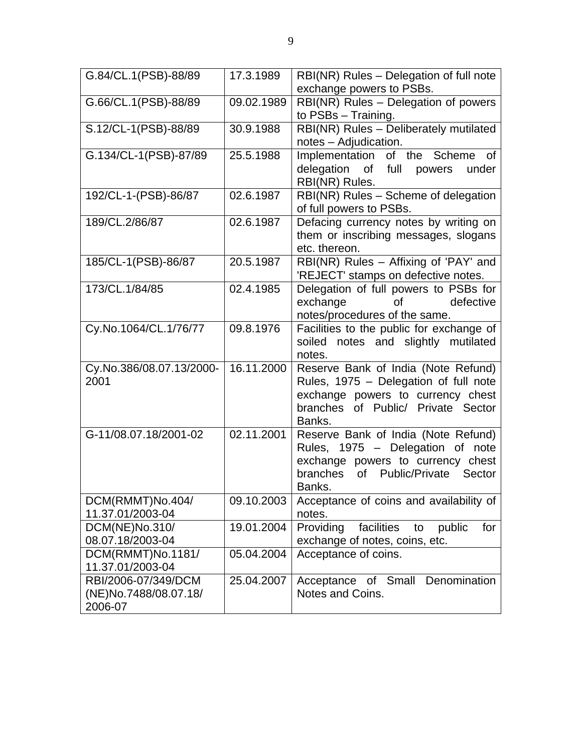| | | |
|---|---|---|
| G.84/CL.1(PSB)-88/89 | 17.3.1989 | RBI(NR) Rules – Delegation of full note exchange powers to PSBs. |
| G.66/CL.1(PSB)-88/89 | 09.02.1989 | RBI(NR) Rules – Delegation of powers to PSBs – Training. |
| S.12/CL-1(PSB)-88/89 | 30.9.1988 | RBI(NR) Rules – Deliberately mutilated notes – Adjudication. |
| G.134/CL-1(PSB)-87/89 | 25.5.1988 | Implementation of the Scheme of delegation of full powers under RBI(NR) Rules. |
| 192/CL-1-(PSB)-86/87 | 02.6.1987 | RBI(NR) Rules – Scheme of delegation of full powers to PSBs. |
| 189/CL.2/86/87 | 02.6.1987 | Defacing currency notes by writing on them or inscribing messages, slogans etc. thereon. |
| 185/CL-1(PSB)-86/87 | 20.5.1987 | RBI(NR) Rules – Affixing of 'PAY' and 'REJECT' stamps on defective notes. |
| 173/CL.1/84/85 | 02.4.1985 | Delegation of full powers to PSBs for exchange of defective notes/procedures of the same. |
| Cy.No.1064/CL.1/76/77 | 09.8.1976 | Facilities to the public for exchange of soiled notes and slightly mutilated notes. |
| Cy.No.386/08.07.13/2000-2001 | 16.11.2000 | Reserve Bank of India (Note Refund) Rules, 1975 – Delegation of full note exchange powers to currency chest branches of Public/ Private Sector Banks. |
| G-11/08.07.18/2001-02 | 02.11.2001 | Reserve Bank of India (Note Refund) Rules, 1975 – Delegation of note exchange powers to currency chest branches of Public/Private Sector Banks. |
| DCM(RMMT)No.404/ 11.37.01/2003-04 | 09.10.2003 | Acceptance of coins and availability of notes. |
| DCM(NE)No.310/ 08.07.18/2003-04 | 19.01.2004 | Providing facilities to public for exchange of notes, coins, etc. |
| DCM(RMMT)No.1181/ 11.37.01/2003-04 | 05.04.2004 | Acceptance of coins. |
| RBI/2006-07/349/DCM (NE)No.7488/08.07.18/ 2006-07 | 25.04.2007 | Acceptance of Small Denomination Notes and Coins. |